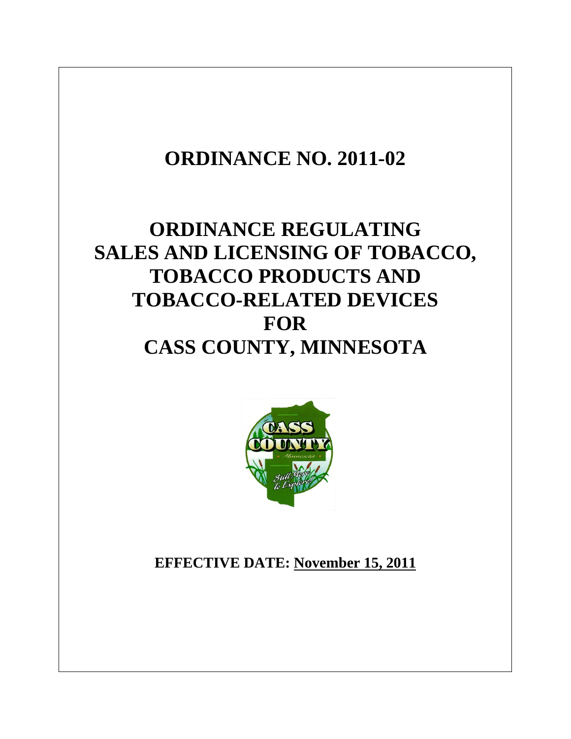# ORDINANCE NO. 2011-02

# ORDINANCE REGULATING SALES AND LICENSING OF TOBACCO, TOBACCO PRODUCTS AND TOBACCO-RELATED DEVICES FOR CASS COUNTY, MINNESOTA

**EFFECTIVE DATE: November 15, 2011**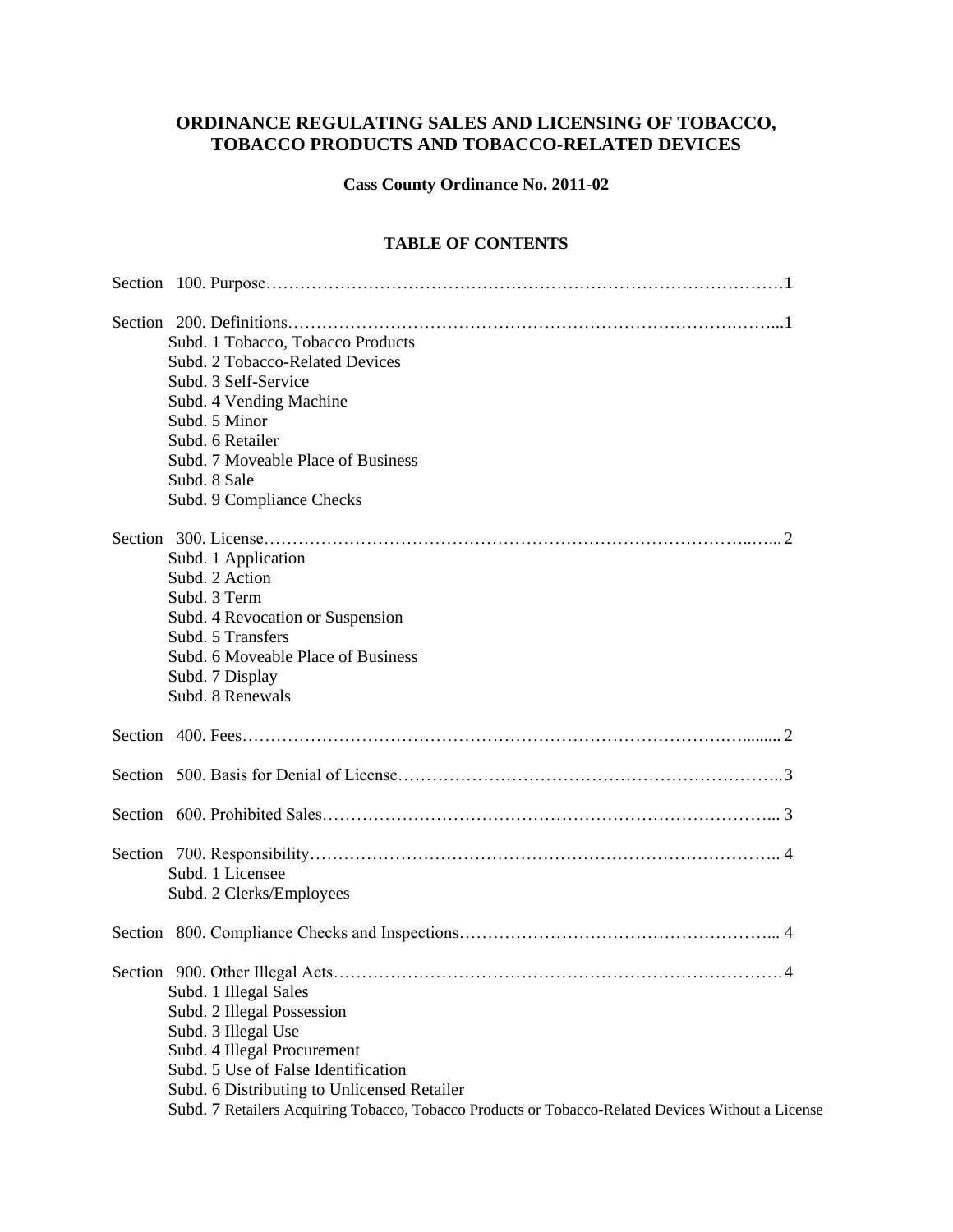# ORDINANCE REGULATING SALES AND LICENSING OF TOBACCO, TOBACCO PRODUCTS AND TOBACCO-RELATED DEVICES

**Cass County Ordinance No. 2011-02**

## TABLE OF CONTENTS

Section 100. Purpose……………………………………………………………………………1

Section 200. Definitions………………………………………………………………….……...1
- Subd. 1 Tobacco, Tobacco Products
- Subd. 2 Tobacco-Related Devices
- Subd. 3 Self-Service
- Subd. 4 Vending Machine
- Subd. 5 Minor
- Subd. 6 Retailer
- Subd. 7 Moveable Place of Business
- Subd. 8 Sale
- Subd. 9 Compliance Checks

Section 300. License……………………………………………………………………..…... 2
- Subd. 1 Application
- Subd. 2 Action
- Subd. 3 Term
- Subd. 4 Revocation or Suspension
- Subd. 5 Transfers
- Subd. 6 Moveable Place of Business
- Subd. 7 Display
- Subd. 8 Renewals

Section 400. Fees…………………………………………………………………………..…...... 2

Section 500. Basis for Denial of License…………………………………………………………..3

Section 600. Prohibited Sales…………………………………………………………………... 3

Section 700. Responsibility……………………………………………………………………….. 4
- Subd. 1 Licensee
- Subd. 2 Clerks/Employees

Section 800. Compliance Checks and Inspections……………………………………………... 4

Section 900. Other Illegal Acts……………………………………………………………………4
- Subd. 1 Illegal Sales
- Subd. 2 Illegal Possession
- Subd. 3 Illegal Use
- Subd. 4 Illegal Procurement
- Subd. 5 Use of False Identification
- Subd. 6 Distributing to Unlicensed Retailer
- Subd. 7 Retailers Acquiring Tobacco, Tobacco Products or Tobacco-Related Devices Without a License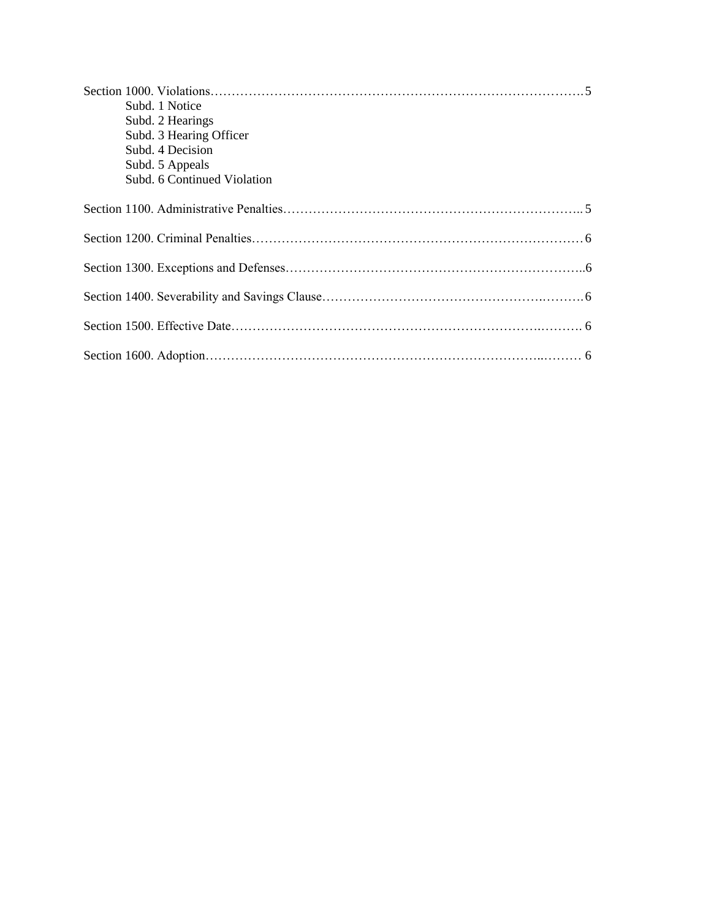Section 1000. Violations……………………………………………………………………………5

- Subd. 1 Notice
- Subd. 2 Hearings
- Subd. 3 Hearing Officer
- Subd. 4 Decision
- Subd. 5 Appeals
- Subd. 6 Continued Violation

Section 1100. Administrative Penalties…………………………………………………………….. 5

Section 1200. Criminal Penalties…………………………………………………………………… 6

Section 1300. Exceptions and Defenses……………………………………………………………..6

Section 1400. Severability and Savings Clause……………………………………………..……….6

Section 1500. Effective Date……………………………………………………………..………. 6

Section 1600. Adoption…………………………………………………………………..……… 6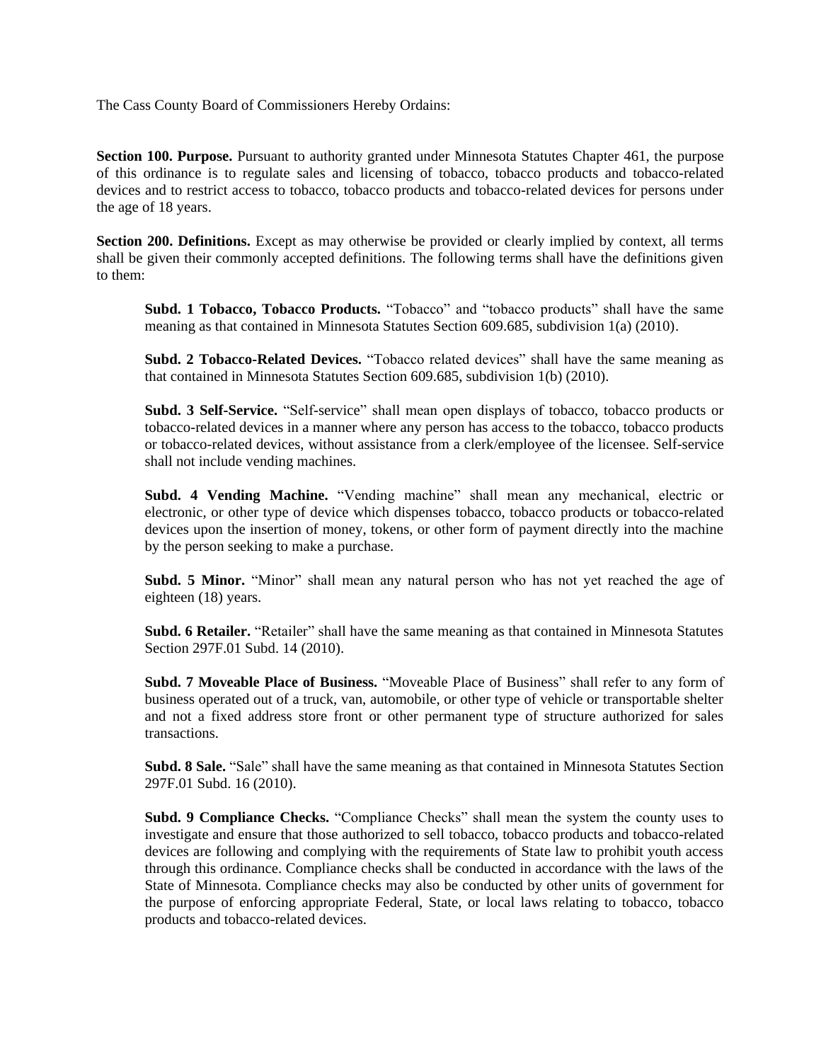The Cass County Board of Commissioners Hereby Ordains:

**Section 100. Purpose.** Pursuant to authority granted under Minnesota Statutes Chapter 461, the purpose of this ordinance is to regulate sales and licensing of tobacco, tobacco products and tobacco-related devices and to restrict access to tobacco, tobacco products and tobacco-related devices for persons under the age of 18 years.

**Section 200. Definitions.** Except as may otherwise be provided or clearly implied by context, all terms shall be given their commonly accepted definitions. The following terms shall have the definitions given to them:

**Subd. 1 Tobacco, Tobacco Products.** "Tobacco" and "tobacco products" shall have the same meaning as that contained in Minnesota Statutes Section 609.685, subdivision 1(a) (2010).

**Subd. 2 Tobacco-Related Devices.** "Tobacco related devices" shall have the same meaning as that contained in Minnesota Statutes Section 609.685, subdivision 1(b) (2010).

**Subd. 3 Self-Service.** "Self-service" shall mean open displays of tobacco, tobacco products or tobacco-related devices in a manner where any person has access to the tobacco, tobacco products or tobacco-related devices, without assistance from a clerk/employee of the licensee. Self-service shall not include vending machines.

**Subd. 4 Vending Machine.** "Vending machine" shall mean any mechanical, electric or electronic, or other type of device which dispenses tobacco, tobacco products or tobacco-related devices upon the insertion of money, tokens, or other form of payment directly into the machine by the person seeking to make a purchase.

**Subd. 5 Minor.** "Minor" shall mean any natural person who has not yet reached the age of eighteen (18) years.

**Subd. 6 Retailer.** "Retailer" shall have the same meaning as that contained in Minnesota Statutes Section 297F.01 Subd. 14 (2010).

**Subd. 7 Moveable Place of Business.** "Moveable Place of Business" shall refer to any form of business operated out of a truck, van, automobile, or other type of vehicle or transportable shelter and not a fixed address store front or other permanent type of structure authorized for sales transactions.

**Subd. 8 Sale.** "Sale" shall have the same meaning as that contained in Minnesota Statutes Section 297F.01 Subd. 16 (2010).

**Subd. 9 Compliance Checks.** "Compliance Checks" shall mean the system the county uses to investigate and ensure that those authorized to sell tobacco, tobacco products and tobacco-related devices are following and complying with the requirements of State law to prohibit youth access through this ordinance. Compliance checks shall be conducted in accordance with the laws of the State of Minnesota. Compliance checks may also be conducted by other units of government for the purpose of enforcing appropriate Federal, State, or local laws relating to tobacco, tobacco products and tobacco-related devices.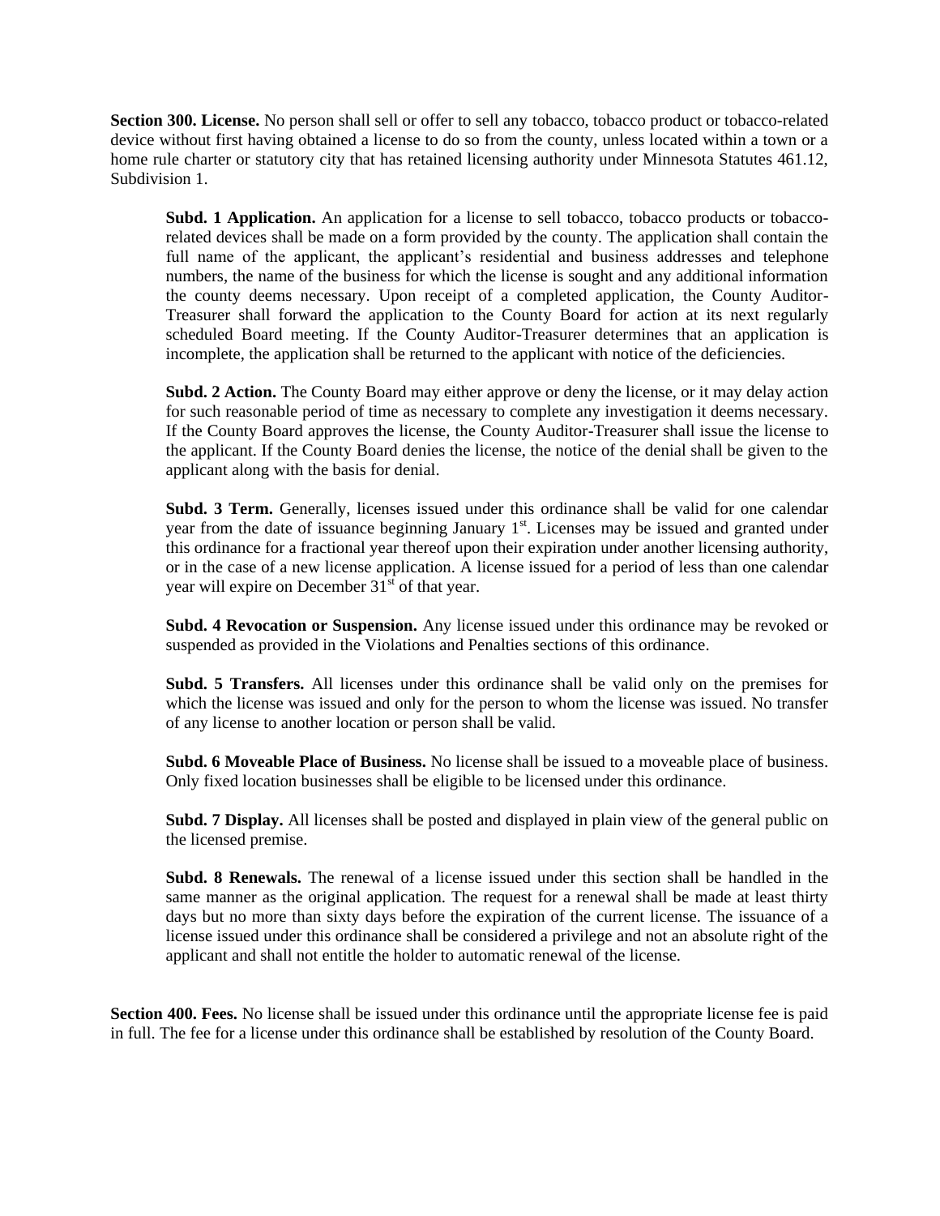**Section 300. License.** No person shall sell or offer to sell any tobacco, tobacco product or tobacco-related device without first having obtained a license to do so from the county, unless located within a town or a home rule charter or statutory city that has retained licensing authority under Minnesota Statutes 461.12, Subdivision 1.

**Subd. 1 Application.** An application for a license to sell tobacco, tobacco products or tobacco-related devices shall be made on a form provided by the county. The application shall contain the full name of the applicant, the applicant's residential and business addresses and telephone numbers, the name of the business for which the license is sought and any additional information the county deems necessary. Upon receipt of a completed application, the County Auditor-Treasurer shall forward the application to the County Board for action at its next regularly scheduled Board meeting. If the County Auditor-Treasurer determines that an application is incomplete, the application shall be returned to the applicant with notice of the deficiencies.

**Subd. 2 Action.** The County Board may either approve or deny the license, or it may delay action for such reasonable period of time as necessary to complete any investigation it deems necessary. If the County Board approves the license, the County Auditor-Treasurer shall issue the license to the applicant. If the County Board denies the license, the notice of the denial shall be given to the applicant along with the basis for denial.

**Subd. 3 Term.** Generally, licenses issued under this ordinance shall be valid for one calendar year from the date of issuance beginning January 1st. Licenses may be issued and granted under this ordinance for a fractional year thereof upon their expiration under another licensing authority, or in the case of a new license application. A license issued for a period of less than one calendar year will expire on December 31st of that year.

**Subd. 4 Revocation or Suspension.** Any license issued under this ordinance may be revoked or suspended as provided in the Violations and Penalties sections of this ordinance.

**Subd. 5 Transfers.** All licenses under this ordinance shall be valid only on the premises for which the license was issued and only for the person to whom the license was issued. No transfer of any license to another location or person shall be valid.

**Subd. 6 Moveable Place of Business.** No license shall be issued to a moveable place of business. Only fixed location businesses shall be eligible to be licensed under this ordinance.

**Subd. 7 Display.** All licenses shall be posted and displayed in plain view of the general public on the licensed premise.

**Subd. 8 Renewals.** The renewal of a license issued under this section shall be handled in the same manner as the original application. The request for a renewal shall be made at least thirty days but no more than sixty days before the expiration of the current license. The issuance of a license issued under this ordinance shall be considered a privilege and not an absolute right of the applicant and shall not entitle the holder to automatic renewal of the license.

**Section 400. Fees.** No license shall be issued under this ordinance until the appropriate license fee is paid in full. The fee for a license under this ordinance shall be established by resolution of the County Board.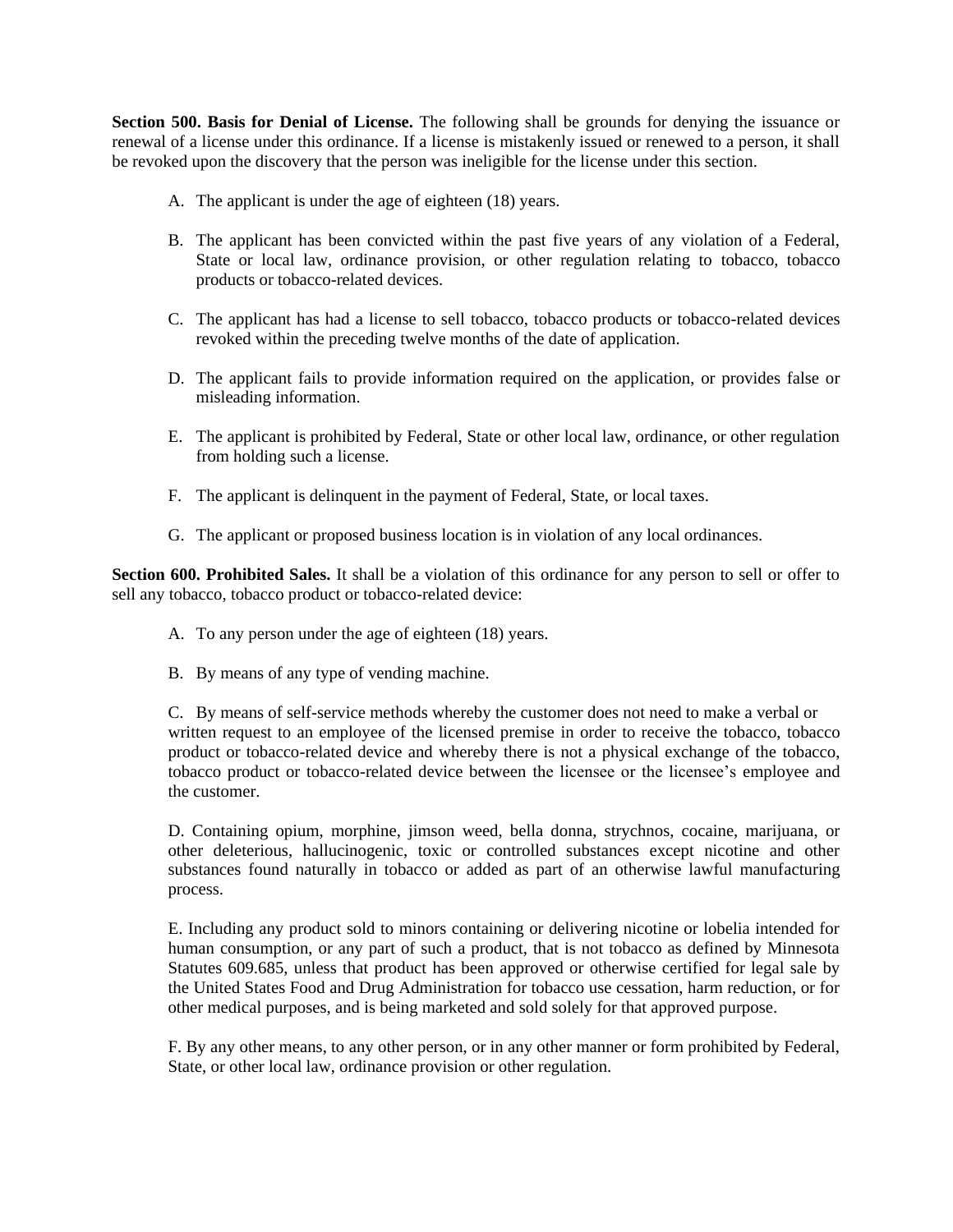**Section 500. Basis for Denial of License.** The following shall be grounds for denying the issuance or renewal of a license under this ordinance. If a license is mistakenly issued or renewed to a person, it shall be revoked upon the discovery that the person was ineligible for the license under this section.

A. The applicant is under the age of eighteen (18) years.

B. The applicant has been convicted within the past five years of any violation of a Federal, State or local law, ordinance provision, or other regulation relating to tobacco, tobacco products or tobacco-related devices.

C. The applicant has had a license to sell tobacco, tobacco products or tobacco-related devices revoked within the preceding twelve months of the date of application.

D. The applicant fails to provide information required on the application, or provides false or misleading information.

E. The applicant is prohibited by Federal, State or other local law, ordinance, or other regulation from holding such a license.

F. The applicant is delinquent in the payment of Federal, State, or local taxes.

G. The applicant or proposed business location is in violation of any local ordinances.

**Section 600. Prohibited Sales.** It shall be a violation of this ordinance for any person to sell or offer to sell any tobacco, tobacco product or tobacco-related device:

A. To any person under the age of eighteen (18) years.

B. By means of any type of vending machine.

C. By means of self-service methods whereby the customer does not need to make a verbal or written request to an employee of the licensed premise in order to receive the tobacco, tobacco product or tobacco-related device and whereby there is not a physical exchange of the tobacco, tobacco product or tobacco-related device between the licensee or the licensee's employee and the customer.

D. Containing opium, morphine, jimson weed, bella donna, strychnos, cocaine, marijuana, or other deleterious, hallucinogenic, toxic or controlled substances except nicotine and other substances found naturally in tobacco or added as part of an otherwise lawful manufacturing process.

E. Including any product sold to minors containing or delivering nicotine or lobelia intended for human consumption, or any part of such a product, that is not tobacco as defined by Minnesota Statutes 609.685, unless that product has been approved or otherwise certified for legal sale by the United States Food and Drug Administration for tobacco use cessation, harm reduction, or for other medical purposes, and is being marketed and sold solely for that approved purpose.

F. By any other means, to any other person, or in any other manner or form prohibited by Federal, State, or other local law, ordinance provision or other regulation.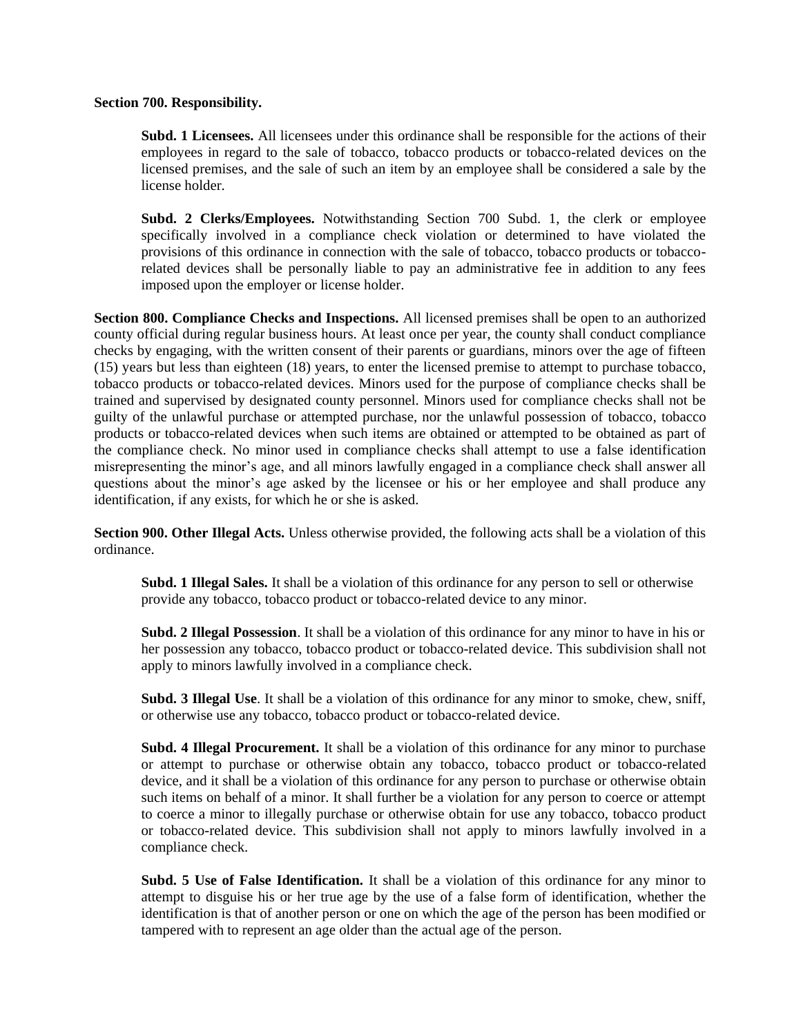**Section 700. Responsibility.**

**Subd. 1 Licensees.** All licensees under this ordinance shall be responsible for the actions of their employees in regard to the sale of tobacco, tobacco products or tobacco-related devices on the licensed premises, and the sale of such an item by an employee shall be considered a sale by the license holder.

**Subd. 2 Clerks/Employees.** Notwithstanding Section 700 Subd. 1, the clerk or employee specifically involved in a compliance check violation or determined to have violated the provisions of this ordinance in connection with the sale of tobacco, tobacco products or tobacco-related devices shall be personally liable to pay an administrative fee in addition to any fees imposed upon the employer or license holder.

**Section 800. Compliance Checks and Inspections.** All licensed premises shall be open to an authorized county official during regular business hours. At least once per year, the county shall conduct compliance checks by engaging, with the written consent of their parents or guardians, minors over the age of fifteen (15) years but less than eighteen (18) years, to enter the licensed premise to attempt to purchase tobacco, tobacco products or tobacco-related devices. Minors used for the purpose of compliance checks shall be trained and supervised by designated county personnel. Minors used for compliance checks shall not be guilty of the unlawful purchase or attempted purchase, nor the unlawful possession of tobacco, tobacco products or tobacco-related devices when such items are obtained or attempted to be obtained as part of the compliance check. No minor used in compliance checks shall attempt to use a false identification misrepresenting the minor's age, and all minors lawfully engaged in a compliance check shall answer all questions about the minor's age asked by the licensee or his or her employee and shall produce any identification, if any exists, for which he or she is asked.

**Section 900. Other Illegal Acts.** Unless otherwise provided, the following acts shall be a violation of this ordinance.

**Subd. 1 Illegal Sales.** It shall be a violation of this ordinance for any person to sell or otherwise provide any tobacco, tobacco product or tobacco-related device to any minor.

**Subd. 2 Illegal Possession**. It shall be a violation of this ordinance for any minor to have in his or her possession any tobacco, tobacco product or tobacco-related device. This subdivision shall not apply to minors lawfully involved in a compliance check.

**Subd. 3 Illegal Use**. It shall be a violation of this ordinance for any minor to smoke, chew, sniff, or otherwise use any tobacco, tobacco product or tobacco-related device.

**Subd. 4 Illegal Procurement.** It shall be a violation of this ordinance for any minor to purchase or attempt to purchase or otherwise obtain any tobacco, tobacco product or tobacco-related device, and it shall be a violation of this ordinance for any person to purchase or otherwise obtain such items on behalf of a minor. It shall further be a violation for any person to coerce or attempt to coerce a minor to illegally purchase or otherwise obtain for use any tobacco, tobacco product or tobacco-related device. This subdivision shall not apply to minors lawfully involved in a compliance check.

**Subd. 5 Use of False Identification.** It shall be a violation of this ordinance for any minor to attempt to disguise his or her true age by the use of a false form of identification, whether the identification is that of another person or one on which the age of the person has been modified or tampered with to represent an age older than the actual age of the person.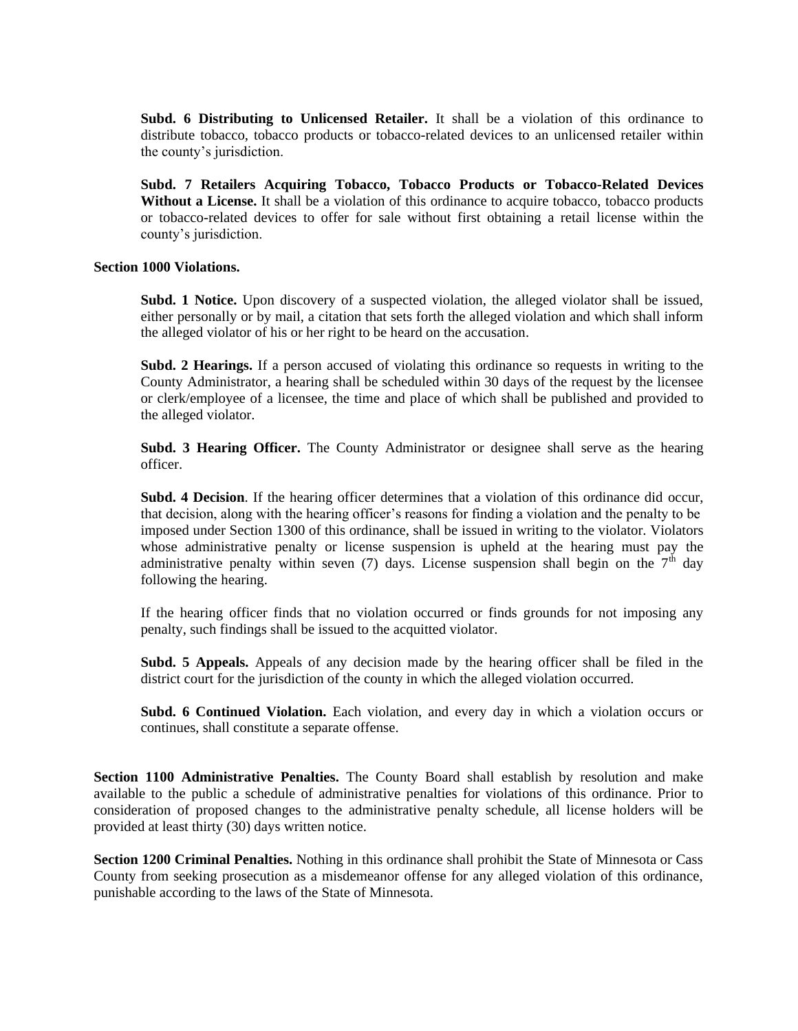**Subd. 6 Distributing to Unlicensed Retailer.** It shall be a violation of this ordinance to distribute tobacco, tobacco products or tobacco-related devices to an unlicensed retailer within the county's jurisdiction.

**Subd. 7 Retailers Acquiring Tobacco, Tobacco Products or Tobacco-Related Devices Without a License.** It shall be a violation of this ordinance to acquire tobacco, tobacco products or tobacco-related devices to offer for sale without first obtaining a retail license within the county's jurisdiction.

**Section 1000 Violations.**

**Subd. 1 Notice.** Upon discovery of a suspected violation, the alleged violator shall be issued, either personally or by mail, a citation that sets forth the alleged violation and which shall inform the alleged violator of his or her right to be heard on the accusation.

**Subd. 2 Hearings.** If a person accused of violating this ordinance so requests in writing to the County Administrator, a hearing shall be scheduled within 30 days of the request by the licensee or clerk/employee of a licensee, the time and place of which shall be published and provided to the alleged violator.

**Subd. 3 Hearing Officer.** The County Administrator or designee shall serve as the hearing officer.

**Subd. 4 Decision**. If the hearing officer determines that a violation of this ordinance did occur, that decision, along with the hearing officer's reasons for finding a violation and the penalty to be imposed under Section 1300 of this ordinance, shall be issued in writing to the violator. Violators whose administrative penalty or license suspension is upheld at the hearing must pay the administrative penalty within seven (7) days. License suspension shall begin on the 7th day following the hearing.

If the hearing officer finds that no violation occurred or finds grounds for not imposing any penalty, such findings shall be issued to the acquitted violator.

**Subd. 5 Appeals.** Appeals of any decision made by the hearing officer shall be filed in the district court for the jurisdiction of the county in which the alleged violation occurred.

**Subd. 6 Continued Violation.** Each violation, and every day in which a violation occurs or continues, shall constitute a separate offense.

**Section 1100 Administrative Penalties.** The County Board shall establish by resolution and make available to the public a schedule of administrative penalties for violations of this ordinance. Prior to consideration of proposed changes to the administrative penalty schedule, all license holders will be provided at least thirty (30) days written notice.

**Section 1200 Criminal Penalties.** Nothing in this ordinance shall prohibit the State of Minnesota or Cass County from seeking prosecution as a misdemeanor offense for any alleged violation of this ordinance, punishable according to the laws of the State of Minnesota.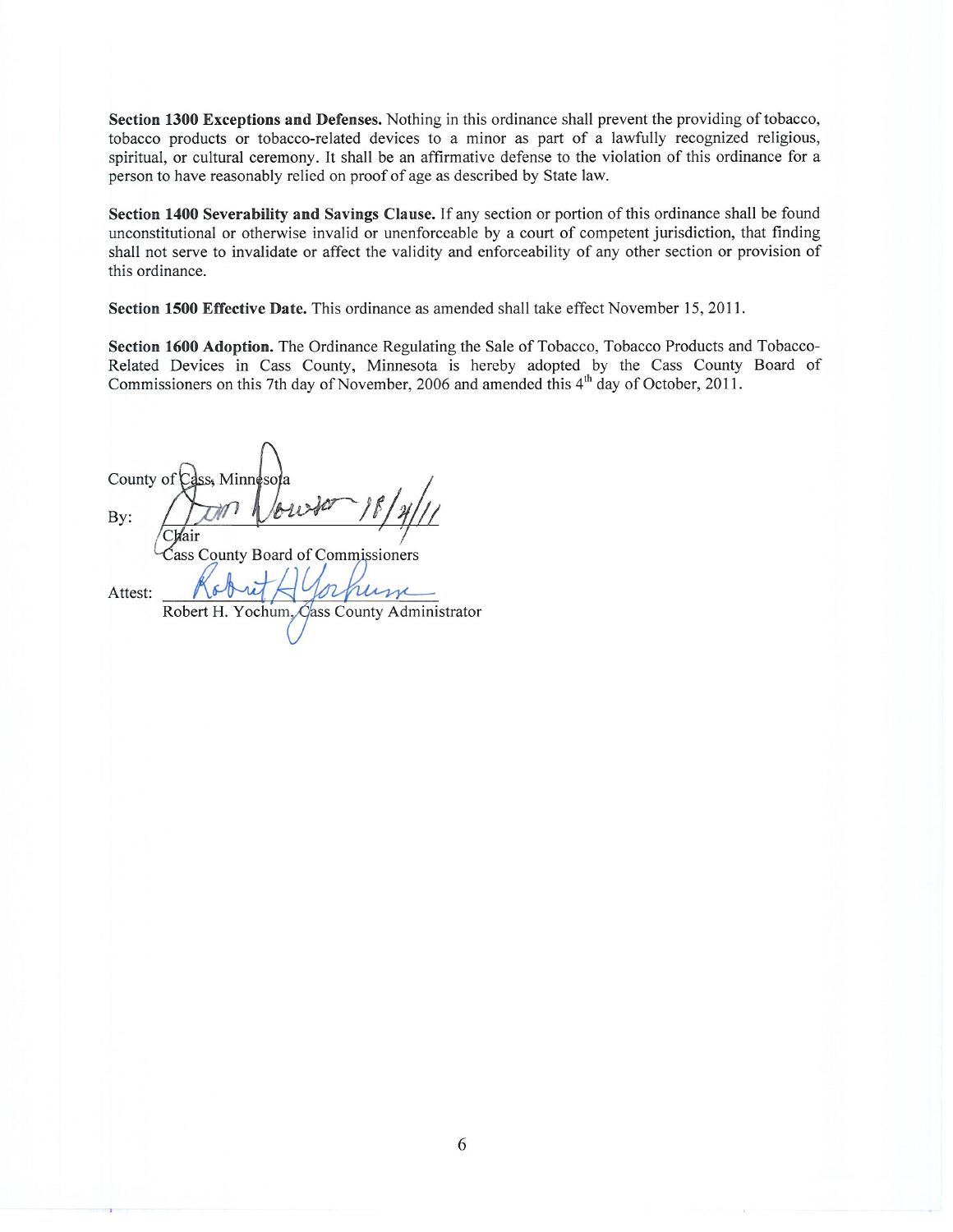**Section 1300 Exceptions and Defenses.** Nothing in this ordinance shall prevent the providing of tobacco, tobacco products or tobacco-related devices to a minor as part of a lawfully recognized religious, spiritual, or cultural ceremony. It shall be an affirmative defense to the violation of this ordinance for a person to have reasonably relied on proof of age as described by State law.

**Section 1400 Severability and Savings Clause.** If any section or portion of this ordinance shall be found unconstitutional or otherwise invalid or unenforceable by a court of competent jurisdiction, that finding shall not serve to invalidate or affect the validity and enforceability of any other section or provision of this ordinance.

**Section 1500 Effective Date.** This ordinance as amended shall take effect November 15, 2011.

**Section 1600 Adoption.** The Ordinance Regulating the Sale of Tobacco, Tobacco Products and Tobacco-Related Devices in Cass County, Minnesota is hereby adopted by the Cass County Board of Commissioners on this 7th day of November, 2006 and amended this 4th day of October, 2011.

County of Cass, Minnesota

By: Jim Demgen 10/4/11
Chair
Cass County Board of Commissioners

Attest: Robert H Yochum
Robert H. Yochum, Cass County Administrator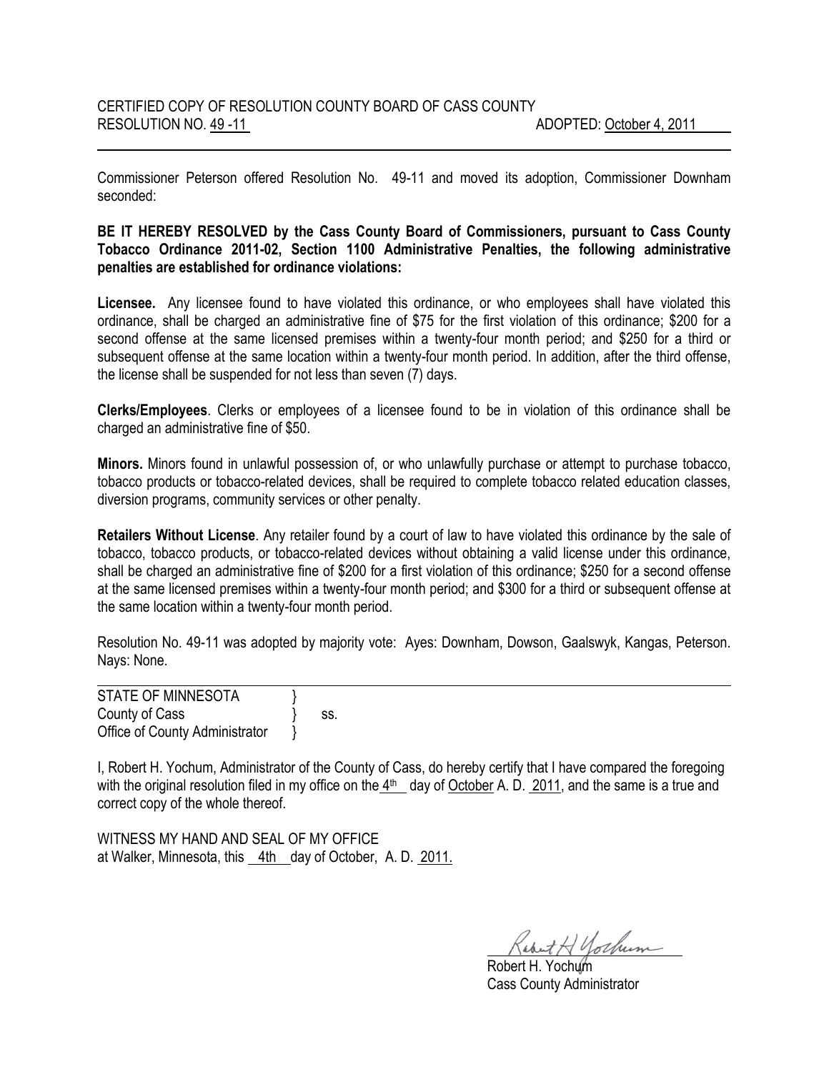CERTIFIED COPY OF RESOLUTION COUNTY BOARD OF CASS COUNTY
RESOLUTION NO. 49 -11 ADOPTED: October 4, 2011

---

Commissioner Peterson offered Resolution No. 49-11 and moved its adoption, Commissioner Downham seconded:

**BE IT HEREBY RESOLVED by the Cass County Board of Commissioners, pursuant to Cass County Tobacco Ordinance 2011-02, Section 1100 Administrative Penalties, the following administrative penalties are established for ordinance violations:**

**Licensee.** Any licensee found to have violated this ordinance, or who employees shall have violated this ordinance, shall be charged an administrative fine of $75 for the first violation of this ordinance; $200 for a second offense at the same licensed premises within a twenty-four month period; and $250 for a third or subsequent offense at the same location within a twenty-four month period. In addition, after the third offense, the license shall be suspended for not less than seven (7) days.

**Clerks/Employees**. Clerks or employees of a licensee found to be in violation of this ordinance shall be charged an administrative fine of $50.

**Minors.** Minors found in unlawful possession of, or who unlawfully purchase or attempt to purchase tobacco, tobacco products or tobacco-related devices, shall be required to complete tobacco related education classes, diversion programs, community services or other penalty.

**Retailers Without License**. Any retailer found by a court of law to have violated this ordinance by the sale of tobacco, tobacco products, or tobacco-related devices without obtaining a valid license under this ordinance, shall be charged an administrative fine of $200 for a first violation of this ordinance; $250 for a second offense at the same licensed premises within a twenty-four month period; and $300 for a third or subsequent offense at the same location within a twenty-four month period.

Resolution No. 49-11 was adopted by majority vote: Ayes: Downham, Dowson, Gaalswyk, Kangas, Peterson. Nays: None.

---

STATE OF MINNESOTA }
County of Cass } ss.
Office of County Administrator }

I, Robert H. Yochum, Administrator of the County of Cass, do hereby certify that I have compared the foregoing with the original resolution filed in my office on the 4th day of October A. D. 2011, and the same is a true and correct copy of the whole thereof.

WITNESS MY HAND AND SEAL OF MY OFFICE
at Walker, Minnesota, this 4th day of October, A. D. 2011.

Robert H Yochum

Robert H. Yochum
Cass County Administrator